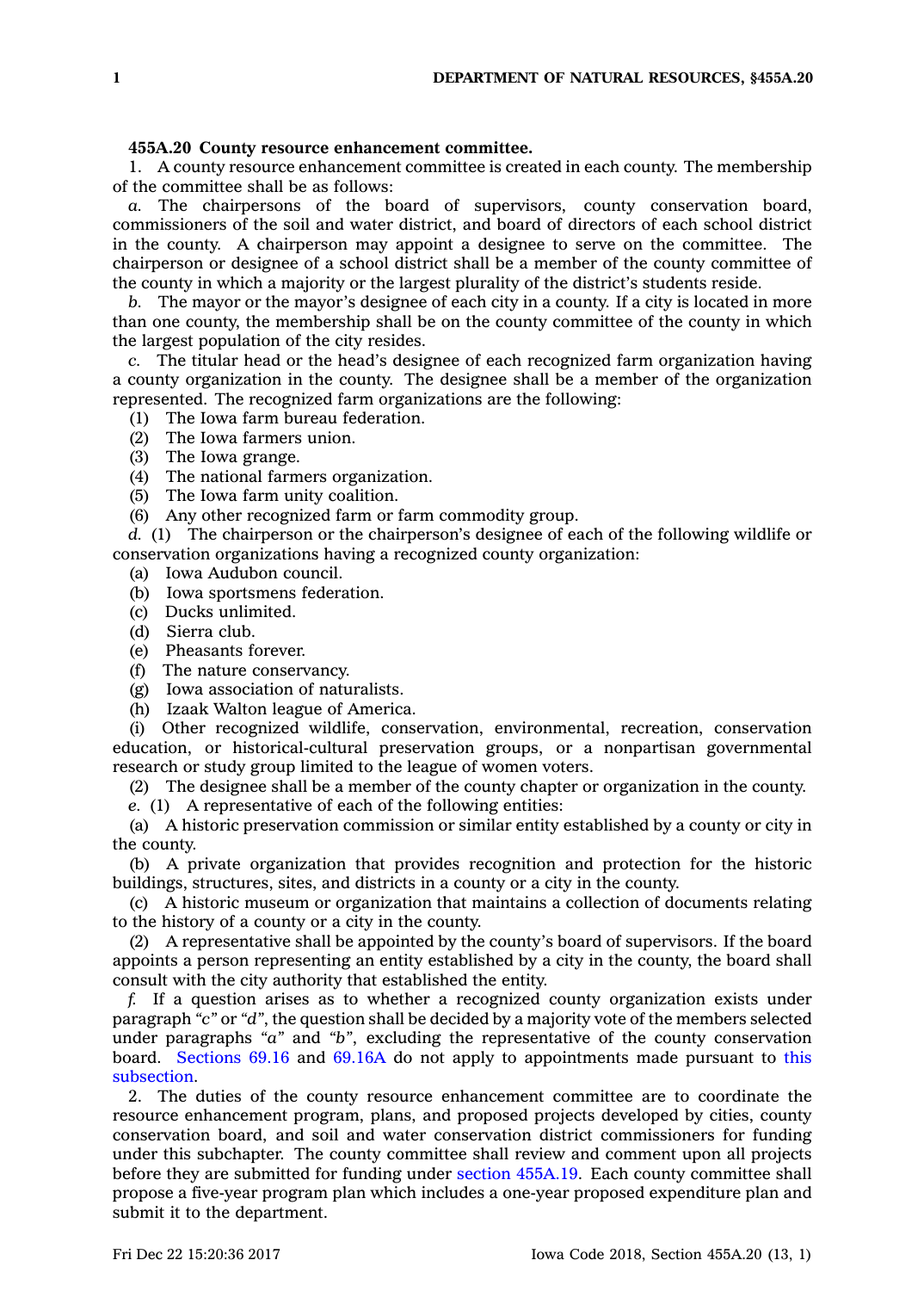**455A.20 County resource enhancement committee.**

1. A county resource enhancement committee is created in each county. The membership of the committee shall be as follows:

*a.* The chairpersons of the board of supervisors, county conservation board, commissioners of the soil and water district, and board of directors of each school district in the county. A chairperson may appoint a designee to serve on the committee. The chairperson or designee of a school district shall be a member of the county committee of the county in which a majority or the largest plurality of the district's students reside.

*b.* The mayor or the mayor's designee of each city in a county. If a city is located in more than one county, the membership shall be on the county committee of the county in which the largest population of the city resides.

*c.* The titular head or the head's designee of each recognized farm organization having a county organization in the county. The designee shall be a member of the organization represented. The recognized farm organizations are the following:

(1) The Iowa farm bureau federation.

(2) The Iowa farmers union.

(3) The Iowa grange.

(4) The national farmers organization.

(5) The Iowa farm unity coalition.

(6) Any other recognized farm or farm commodity group.

*d.* (1) The chairperson or the chairperson's designee of each of the following wildlife or conservation organizations having a recognized county organization:

(a) Iowa Audubon council.

(b) Iowa sportsmens federation.

(c) Ducks unlimited.

(d) Sierra club.

(e) Pheasants forever.

(f) The nature conservancy.

(g) Iowa association of naturalists.

(h) Izaak Walton league of America.

(i) Other recognized wildlife, conservation, environmental, recreation, conservation education, or historical-cultural preservation groups, or a nonpartisan governmental research or study group limited to the league of women voters.

(2) The designee shall be a member of the county chapter or organization in the county.

*e.* (1) A representative of each of the following entities:

(a) A historic preservation commission or similar entity established by a county or city in the county.

(b) A private organization that provides recognition and protection for the historic buildings, structures, sites, and districts in a county or a city in the county.

(c) A historic museum or organization that maintains a collection of documents relating to the history of a county or a city in the county.

(2) A representative shall be appointed by the county's board of supervisors. If the board appoints a person representing an entity established by a city in the county, the board shall consult with the city authority that established the entity.

*f.* If a question arises as to whether a recognized county organization exists under paragraph *"c"* or *"d"*, the question shall be decided by a majority vote of the members selected under paragraphs *"a"* and *"b"*, excluding the representative of the county conservation board. Sections 69.16 and 69.16A do not apply to appointments made pursuant to this subsection.

2. The duties of the county resource enhancement committee are to coordinate the resource enhancement program, plans, and proposed projects developed by cities, county conservation board, and soil and water conservation district commissioners for funding under this subchapter. The county committee shall review and comment upon all projects before they are submitted for funding under section 455A.19. Each county committee shall propose a five-year program plan which includes a one-year proposed expenditure plan and submit it to the department.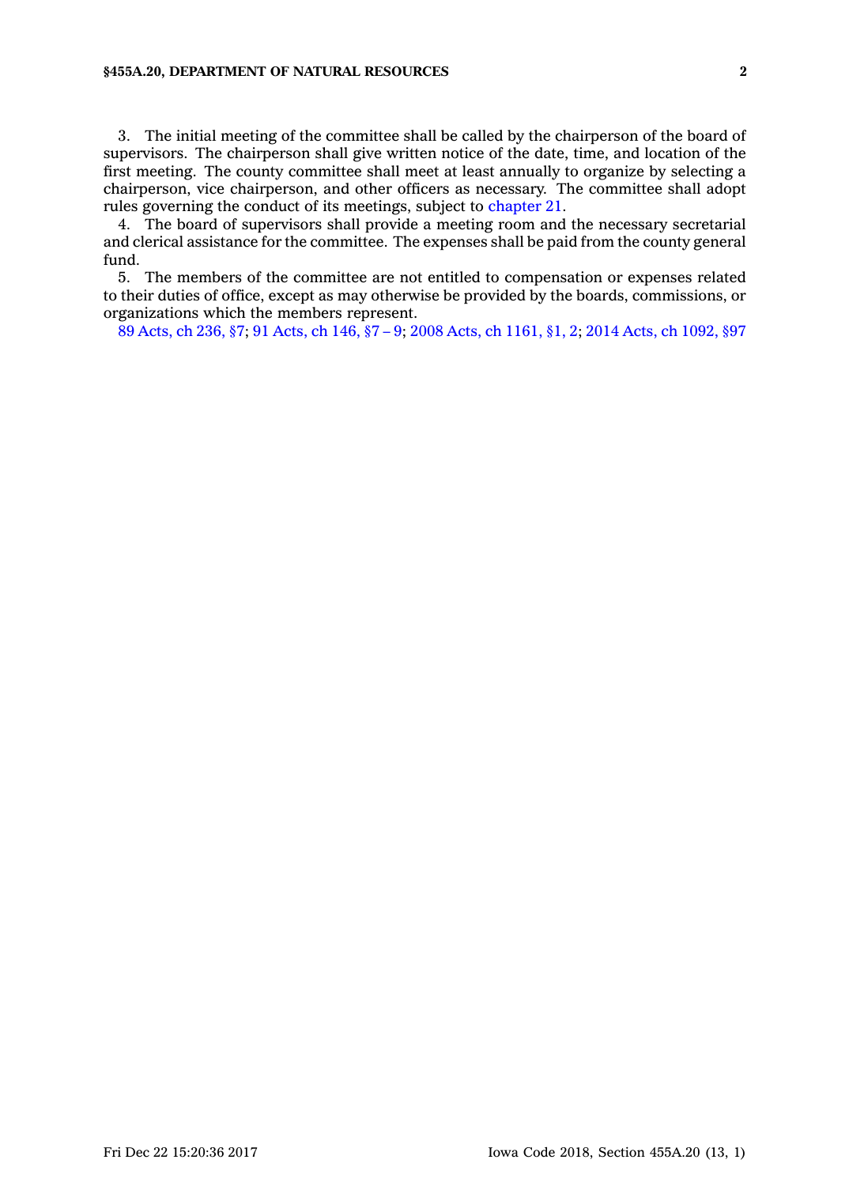3. The initial meeting of the committee shall be called by the chairperson of the board of supervisors. The chairperson shall give written notice of the date, time, and location of the first meeting. The county committee shall meet at least annually to organize by selecting a chairperson, vice chairperson, and other officers as necessary. The committee shall adopt rules governing the conduct of its meetings, subject to chapter 21.

4. The board of supervisors shall provide a meeting room and the necessary secretarial and clerical assistance for the committee. The expenses shall be paid from the county general fund.

5. The members of the committee are not entitled to compensation or expenses related to their duties of office, except as may otherwise be provided by the boards, commissions, or organizations which the members represent.

89 Acts, ch 236, §7; 91 Acts, ch 146, §7 – 9; 2008 Acts, ch 1161, §1, 2; 2014 Acts, ch 1092, §97